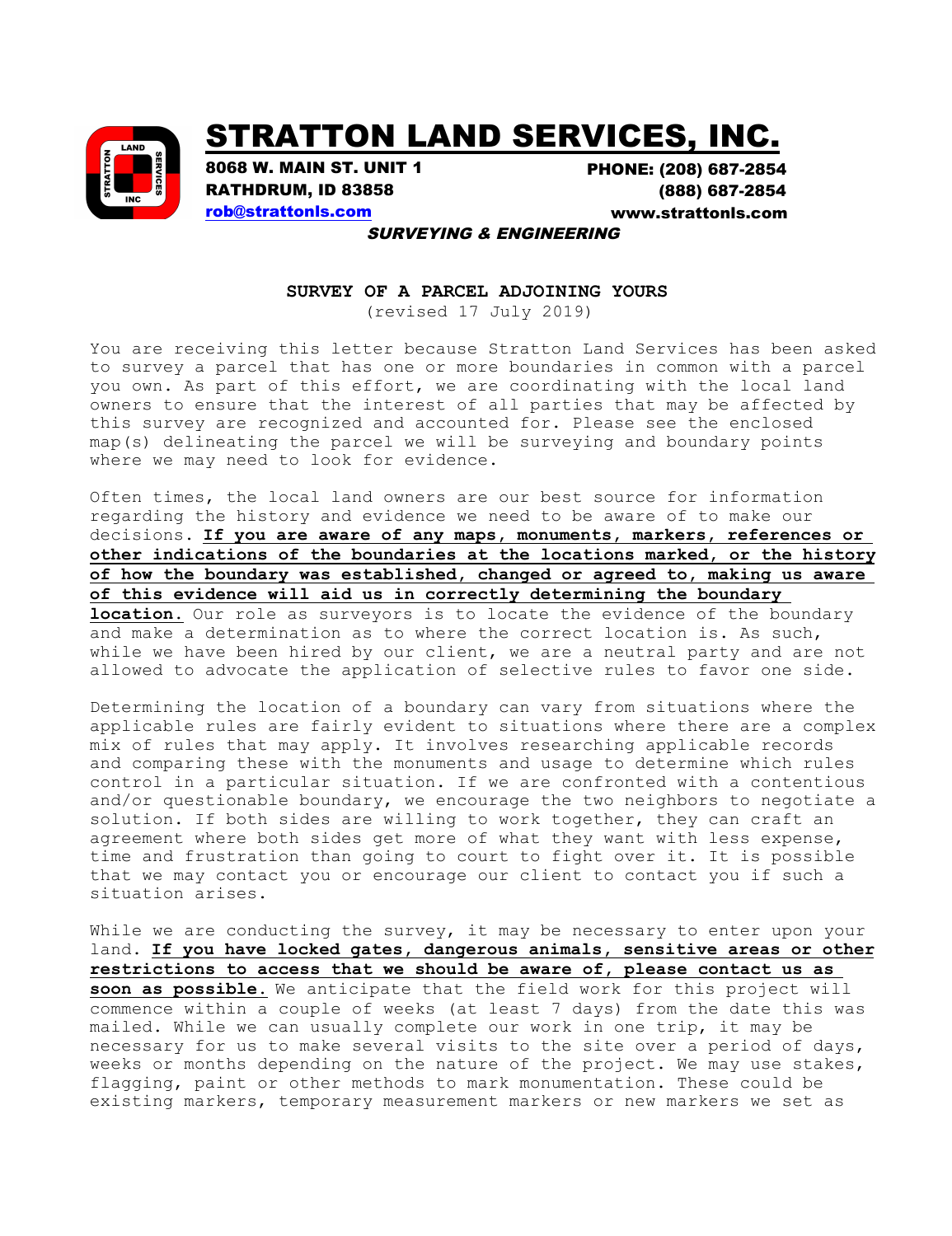# STRATTON LAND SERVICES, INC.

**8068 W. MAIN ST. UNIT 1**
**RATHDRUM, ID 83858**
**rob@strattonls.com**

**PHONE: (208) 687-2854**
**(888) 687-2854**
**www.strattonls.com**

***SURVEYING & ENGINEERING***

## SURVEY OF A PARCEL ADJOINING YOURS

(revised 17 July 2019)

You are receiving this letter because Stratton Land Services has been asked to survey a parcel that has one or more boundaries in common with a parcel you own. As part of this effort, we are coordinating with the local land owners to ensure that the interest of all parties that may be affected by this survey are recognized and accounted for. Please see the enclosed map(s) delineating the parcel we will be surveying and boundary points where we may need to look for evidence.

Often times, the local land owners are our best source for information regarding the history and evidence we need to be aware of to make our decisions. **If you are aware of any maps, monuments, markers, references or other indications of the boundaries at the locations marked, or the history of how the boundary was established, changed or agreed to, making us aware of this evidence will aid us in correctly determining the boundary location.** Our role as surveyors is to locate the evidence of the boundary and make a determination as to where the correct location is. As such, while we have been hired by our client, we are a neutral party and are not allowed to advocate the application of selective rules to favor one side.

Determining the location of a boundary can vary from situations where the applicable rules are fairly evident to situations where there are a complex mix of rules that may apply. It involves researching applicable records and comparing these with the monuments and usage to determine which rules control in a particular situation. If we are confronted with a contentious and/or questionable boundary, we encourage the two neighbors to negotiate a solution. If both sides are willing to work together, they can craft an agreement where both sides get more of what they want with less expense, time and frustration than going to court to fight over it. It is possible that we may contact you or encourage our client to contact you if such a situation arises.

While we are conducting the survey, it may be necessary to enter upon your land. **If you have locked gates, dangerous animals, sensitive areas or other restrictions to access that we should be aware of, please contact us as soon as possible.** We anticipate that the field work for this project will commence within a couple of weeks (at least 7 days) from the date this was mailed. While we can usually complete our work in one trip, it may be necessary for us to make several visits to the site over a period of days, weeks or months depending on the nature of the project. We may use stakes, flagging, paint or other methods to mark monumentation. These could be existing markers, temporary measurement markers or new markers we set as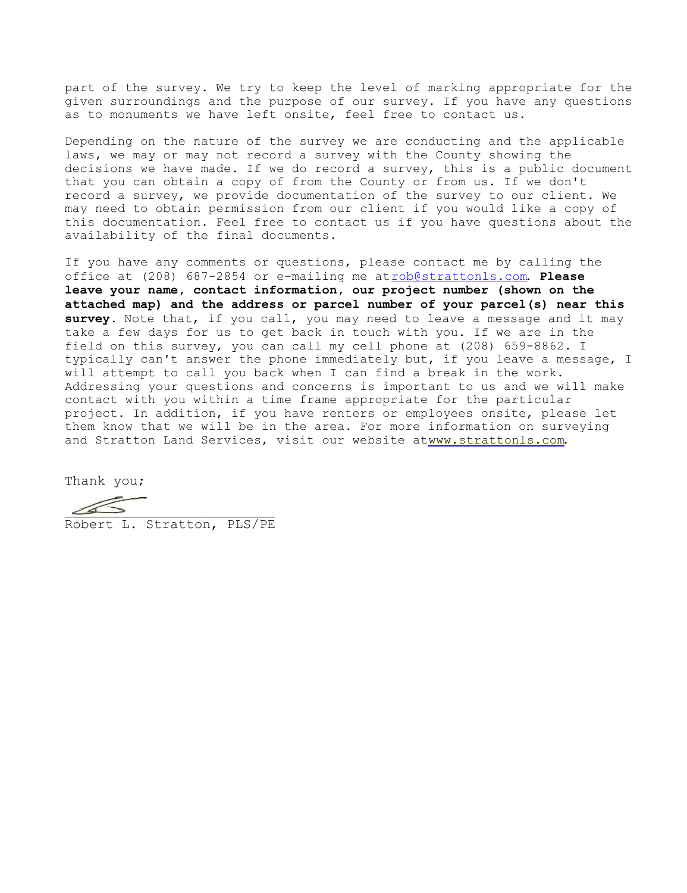part of the survey. We try to keep the level of marking appropriate for the given surroundings and the purpose of our survey. If you have any questions as to monuments we have left onsite, feel free to contact us.

Depending on the nature of the survey we are conducting and the applicable laws, we may or may not record a survey with the County showing the decisions we have made. If we do record a survey, this is a public document that you can obtain a copy of from the County or from us. If we don't record a survey, we provide documentation of the survey to our client. We may need to obtain permission from our client if you would like a copy of this documentation. Feel free to contact us if you have questions about the availability of the final documents.

If you have any comments or questions, please contact me by calling the office at (208) 687-2854 or e-mailing me at rob@strattonls.com. **Please leave your name, contact information, our project number (shown on the attached map) and the address or parcel number of your parcel(s) near this survey**. Note that, if you call, you may need to leave a message and it may take a few days for us to get back in touch with you. If we are in the field on this survey, you can call my cell phone at (208) 659-8862. I typically can't answer the phone immediately but, if you leave a message, I will attempt to call you back when I can find a break in the work. Addressing your questions and concerns is important to us and we will make contact with you within a time frame appropriate for the particular project. In addition, if you have renters or employees onsite, please let them know that we will be in the area. For more information on surveying and Stratton Land Services, visit our website at www.strattonls.com.

Thank you;

Robert L. Stratton, PLS/PE